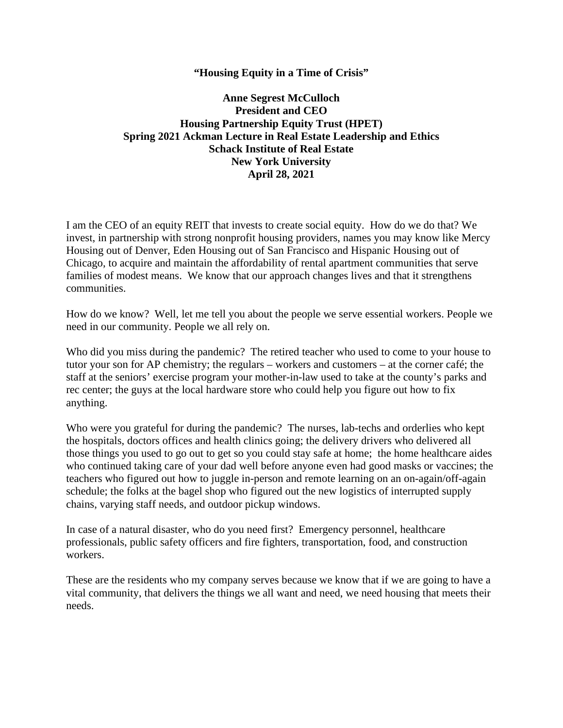**“Housing Equity in a Time of Crisis”**

**Anne Segrest McCulloch**
**President and CEO**
**Housing Partnership Equity Trust (HPET)**
**Spring 2021 Ackman Lecture in Real Estate Leadership and Ethics**
**Schack Institute of Real Estate**
**New York University**
**April 28, 2021**

I am the CEO of an equity REIT that invests to create social equity. How do we do that? We invest, in partnership with strong nonprofit housing providers, names you may know like Mercy Housing out of Denver, Eden Housing out of San Francisco and Hispanic Housing out of Chicago, to acquire and maintain the affordability of rental apartment communities that serve families of modest means. We know that our approach changes lives and that it strengthens communities.

How do we know? Well, let me tell you about the people we serve essential workers. People we need in our community. People we all rely on.

Who did you miss during the pandemic? The retired teacher who used to come to your house to tutor your son for AP chemistry; the regulars – workers and customers – at the corner café; the staff at the seniors’ exercise program your mother-in-law used to take at the county’s parks and rec center; the guys at the local hardware store who could help you figure out how to fix anything.

Who were you grateful for during the pandemic? The nurses, lab-techs and orderlies who kept the hospitals, doctors offices and health clinics going; the delivery drivers who delivered all those things you used to go out to get so you could stay safe at home; the home healthcare aides who continued taking care of your dad well before anyone even had good masks or vaccines; the teachers who figured out how to juggle in-person and remote learning on an on-again/off-again schedule; the folks at the bagel shop who figured out the new logistics of interrupted supply chains, varying staff needs, and outdoor pickup windows.

In case of a natural disaster, who do you need first? Emergency personnel, healthcare professionals, public safety officers and fire fighters, transportation, food, and construction workers.

These are the residents who my company serves because we know that if we are going to have a vital community, that delivers the things we all want and need, we need housing that meets their needs.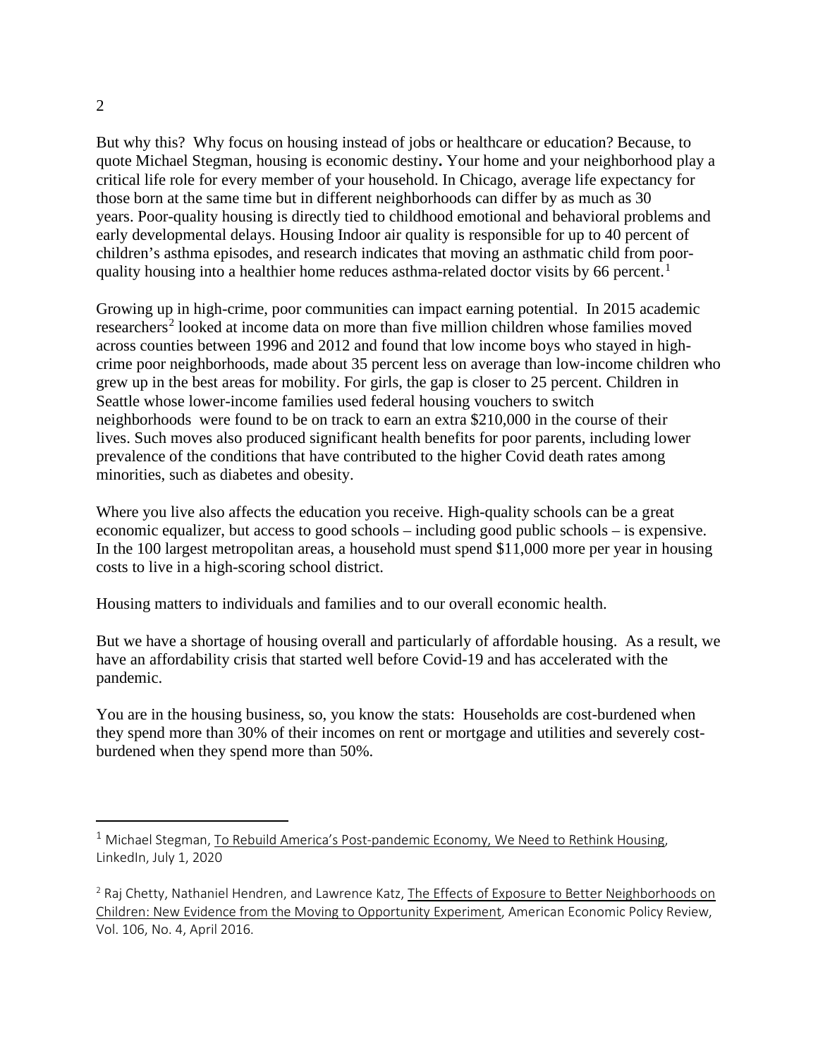But why this? Why focus on housing instead of jobs or healthcare or education? Because, to quote Michael Stegman, housing is economic destiny**.** Your home and your neighborhood play a critical life role for every member of your household. In Chicago, average life expectancy for those born at the same time but in different neighborhoods can differ by as much as 30 years. Poor-quality housing is directly tied to childhood emotional and behavioral problems and early developmental delays. Housing Indoor air quality is responsible for up to 40 percent of children's asthma episodes, and research indicates that moving an asthmatic child from poor-quality housing into a healthier home reduces asthma-related doctor visits by 66 percent.[1]

Growing up in high-crime, poor communities can impact earning potential. In 2015 academic researchers[2] looked at income data on more than five million children whose families moved across counties between 1996 and 2012 and found that low income boys who stayed in high-crime poor neighborhoods, made about 35 percent less on average than low-income children who grew up in the best areas for mobility. For girls, the gap is closer to 25 percent. Children in Seattle whose lower-income families used federal housing vouchers to switch neighborhoods were found to be on track to earn an extra $210,000 in the course of their lives. Such moves also produced significant health benefits for poor parents, including lower prevalence of the conditions that have contributed to the higher Covid death rates among minorities, such as diabetes and obesity.

Where you live also affects the education you receive. High-quality schools can be a great economic equalizer, but access to good schools – including good public schools – is expensive. In the 100 largest metropolitan areas, a household must spend $11,000 more per year in housing costs to live in a high-scoring school district.

Housing matters to individuals and families and to our overall economic health.

But we have a shortage of housing overall and particularly of affordable housing. As a result, we have an affordability crisis that started well before Covid-19 and has accelerated with the pandemic.

You are in the housing business, so, you know the stats: Households are cost-burdened when they spend more than 30% of their incomes on rent or mortgage and utilities and severely cost-burdened when they spend more than 50%.

---

[1] Michael Stegman, To Rebuild America's Post-pandemic Economy, We Need to Rethink Housing, LinkedIn, July 1, 2020

[2] Raj Chetty, Nathaniel Hendren, and Lawrence Katz, The Effects of Exposure to Better Neighborhoods on Children: New Evidence from the Moving to Opportunity Experiment, American Economic Policy Review, Vol. 106, No. 4, April 2016.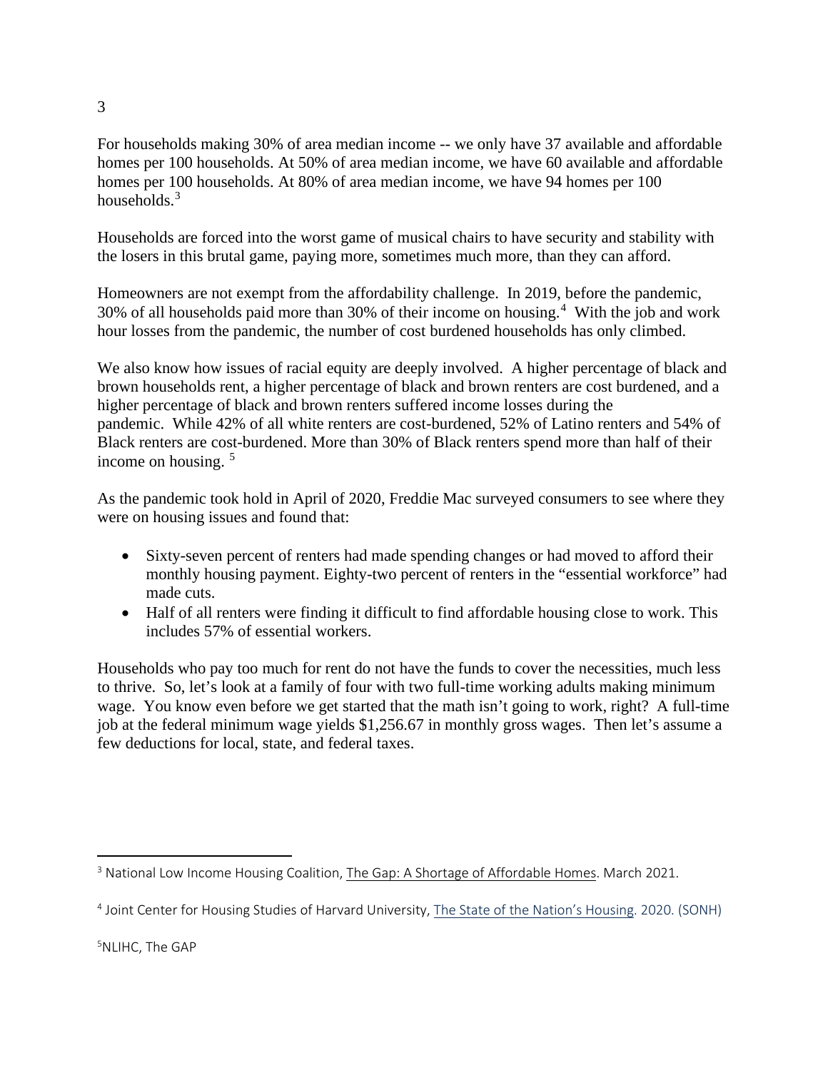For households making 30% of area median income -- we only have 37 available and affordable homes per 100 households. At 50% of area median income, we have 60 available and affordable homes per 100 households. At 80% of area median income, we have 94 homes per 100 households.[3]

Households are forced into the worst game of musical chairs to have security and stability with the losers in this brutal game, paying more, sometimes much more, than they can afford.

Homeowners are not exempt from the affordability challenge. In 2019, before the pandemic, 30% of all households paid more than 30% of their income on housing.[4] With the job and work hour losses from the pandemic, the number of cost burdened households has only climbed.

We also know how issues of racial equity are deeply involved. A higher percentage of black and brown households rent, a higher percentage of black and brown renters are cost burdened, and a higher percentage of black and brown renters suffered income losses during the pandemic. While 42% of all white renters are cost-burdened, 52% of Latino renters and 54% of Black renters are cost-burdened. More than 30% of Black renters spend more than half of their income on housing. [5]

As the pandemic took hold in April of 2020, Freddie Mac surveyed consumers to see where they were on housing issues and found that:

- Sixty-seven percent of renters had made spending changes or had moved to afford their monthly housing payment. Eighty-two percent of renters in the "essential workforce" had made cuts.
- Half of all renters were finding it difficult to find affordable housing close to work. This includes 57% of essential workers.

Households who pay too much for rent do not have the funds to cover the necessities, much less to thrive. So, let's look at a family of four with two full-time working adults making minimum wage. You know even before we get started that the math isn't going to work, right? A full-time job at the federal minimum wage yields $1,256.67 in monthly gross wages. Then let's assume a few deductions for local, state, and federal taxes.

---

[3] National Low Income Housing Coalition, The Gap: A Shortage of Affordable Homes. March 2021.

[4] Joint Center for Housing Studies of Harvard University, The State of the Nation's Housing. 2020. (SONH)

[5] NLIHC, The GAP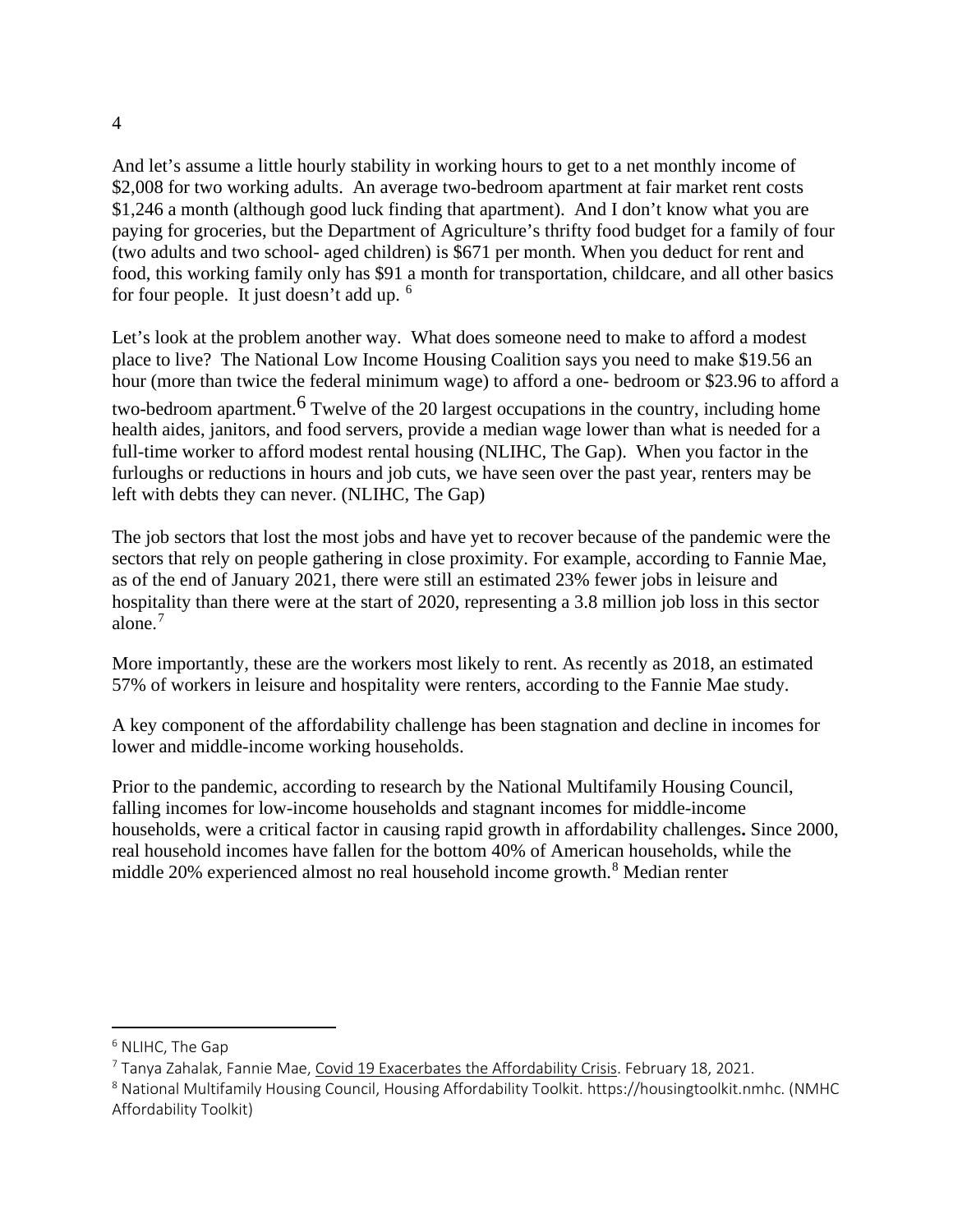And let's assume a little hourly stability in working hours to get to a net monthly income of $2,008 for two working adults. An average two-bedroom apartment at fair market rent costs $1,246 a month (although good luck finding that apartment). And I don't know what you are paying for groceries, but the Department of Agriculture's thrifty food budget for a family of four (two adults and two school- aged children) is $671 per month. When you deduct for rent and food, this working family only has $91 a month for transportation, childcare, and all other basics for four people. It just doesn't add up. [6]

Let's look at the problem another way. What does someone need to make to afford a modest place to live? The National Low Income Housing Coalition says you need to make $19.56 an hour (more than twice the federal minimum wage) to afford a one- bedroom or $23.96 to afford a two-bedroom apartment.[6] Twelve of the 20 largest occupations in the country, including home health aides, janitors, and food servers, provide a median wage lower than what is needed for a full-time worker to afford modest rental housing (NLIHC, The Gap). When you factor in the furloughs or reductions in hours and job cuts, we have seen over the past year, renters may be left with debts they can never. (NLIHC, The Gap)

The job sectors that lost the most jobs and have yet to recover because of the pandemic were the sectors that rely on people gathering in close proximity. For example, according to Fannie Mae, as of the end of January 2021, there were still an estimated 23% fewer jobs in leisure and hospitality than there were at the start of 2020, representing a 3.8 million job loss in this sector alone.[7]

More importantly, these are the workers most likely to rent. As recently as 2018, an estimated 57% of workers in leisure and hospitality were renters, according to the Fannie Mae study.

A key component of the affordability challenge has been stagnation and decline in incomes for lower and middle-income working households.

Prior to the pandemic, according to research by the National Multifamily Housing Council, falling incomes for low-income households and stagnant incomes for middle-income households, were a critical factor in causing rapid growth in affordability challenges**.** Since 2000, real household incomes have fallen for the bottom 40% of American households, while the middle 20% experienced almost no real household income growth.[8] Median renter

---

[6] NLIHC, The Gap

[7] Tanya Zahalak, Fannie Mae, Covid 19 Exacerbates the Affordability Crisis. February 18, 2021.

[8] National Multifamily Housing Council, Housing Affordability Toolkit. https://housingtoolkit.nmhc. (NMHC Affordability Toolkit)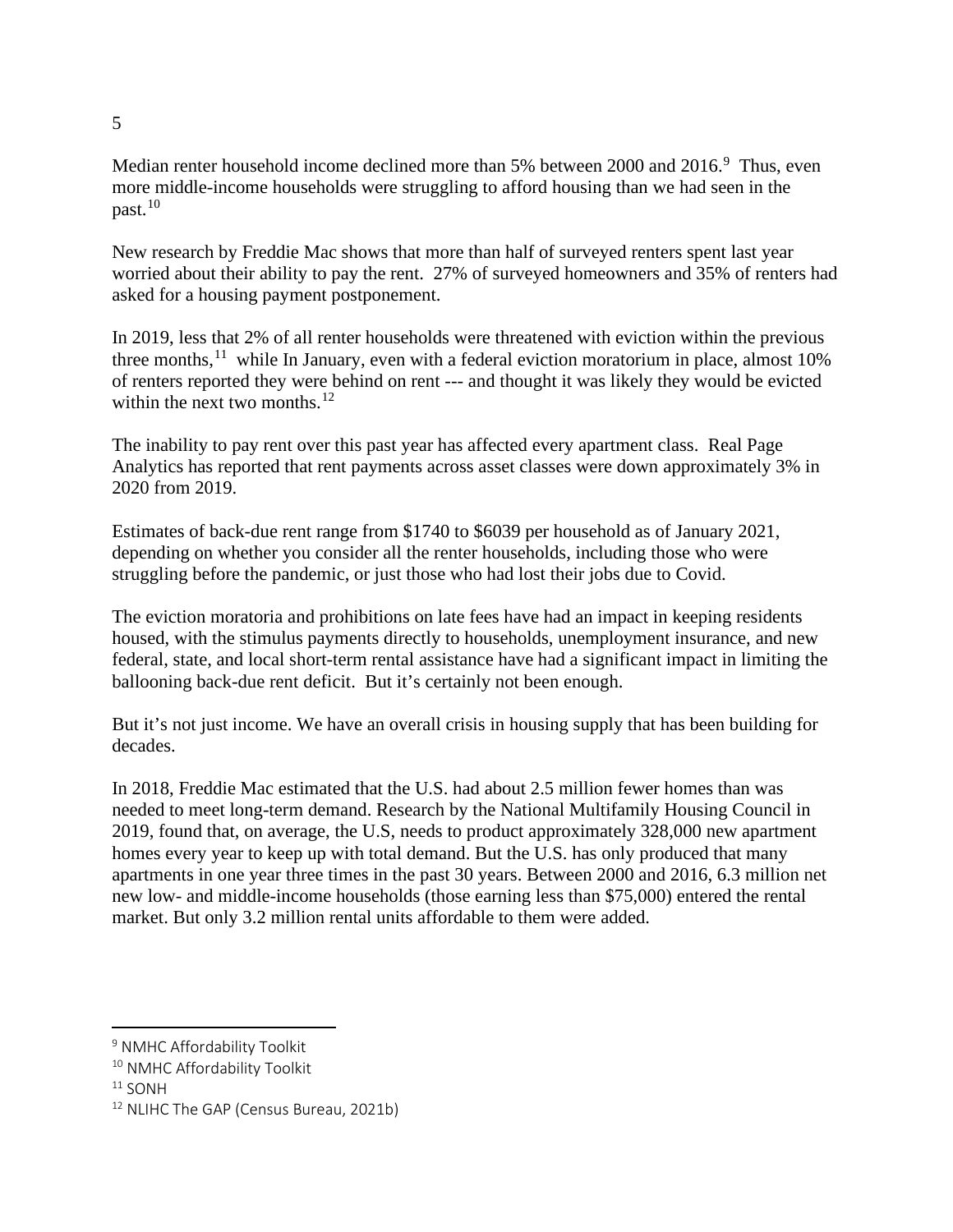Median renter household income declined more than 5% between 2000 and 2016.[9] Thus, even more middle-income households were struggling to afford housing than we had seen in the past.[10]

New research by Freddie Mac shows that more than half of surveyed renters spent last year worried about their ability to pay the rent. 27% of surveyed homeowners and 35% of renters had asked for a housing payment postponement.

In 2019, less that 2% of all renter households were threatened with eviction within the previous three months,[11] while In January, even with a federal eviction moratorium in place, almost 10% of renters reported they were behind on rent --- and thought it was likely they would be evicted within the next two months.[12]

The inability to pay rent over this past year has affected every apartment class. Real Page Analytics has reported that rent payments across asset classes were down approximately 3% in 2020 from 2019.

Estimates of back-due rent range from $1740 to $6039 per household as of January 2021, depending on whether you consider all the renter households, including those who were struggling before the pandemic, or just those who had lost their jobs due to Covid.

The eviction moratoria and prohibitions on late fees have had an impact in keeping residents housed, with the stimulus payments directly to households, unemployment insurance, and new federal, state, and local short-term rental assistance have had a significant impact in limiting the ballooning back-due rent deficit. But it's certainly not been enough.

But it's not just income. We have an overall crisis in housing supply that has been building for decades.

In 2018, Freddie Mac estimated that the U.S. had about 2.5 million fewer homes than was needed to meet long-term demand. Research by the National Multifamily Housing Council in 2019, found that, on average, the U.S, needs to product approximately 328,000 new apartment homes every year to keep up with total demand. But the U.S. has only produced that many apartments in one year three times in the past 30 years. Between 2000 and 2016, 6.3 million net new low- and middle-income households (those earning less than $75,000) entered the rental market. But only 3.2 million rental units affordable to them were added.

---

[9] NMHC Affordability Toolkit

[10] NMHC Affordability Toolkit

[11] SONH

[12] NLIHC The GAP (Census Bureau, 2021b)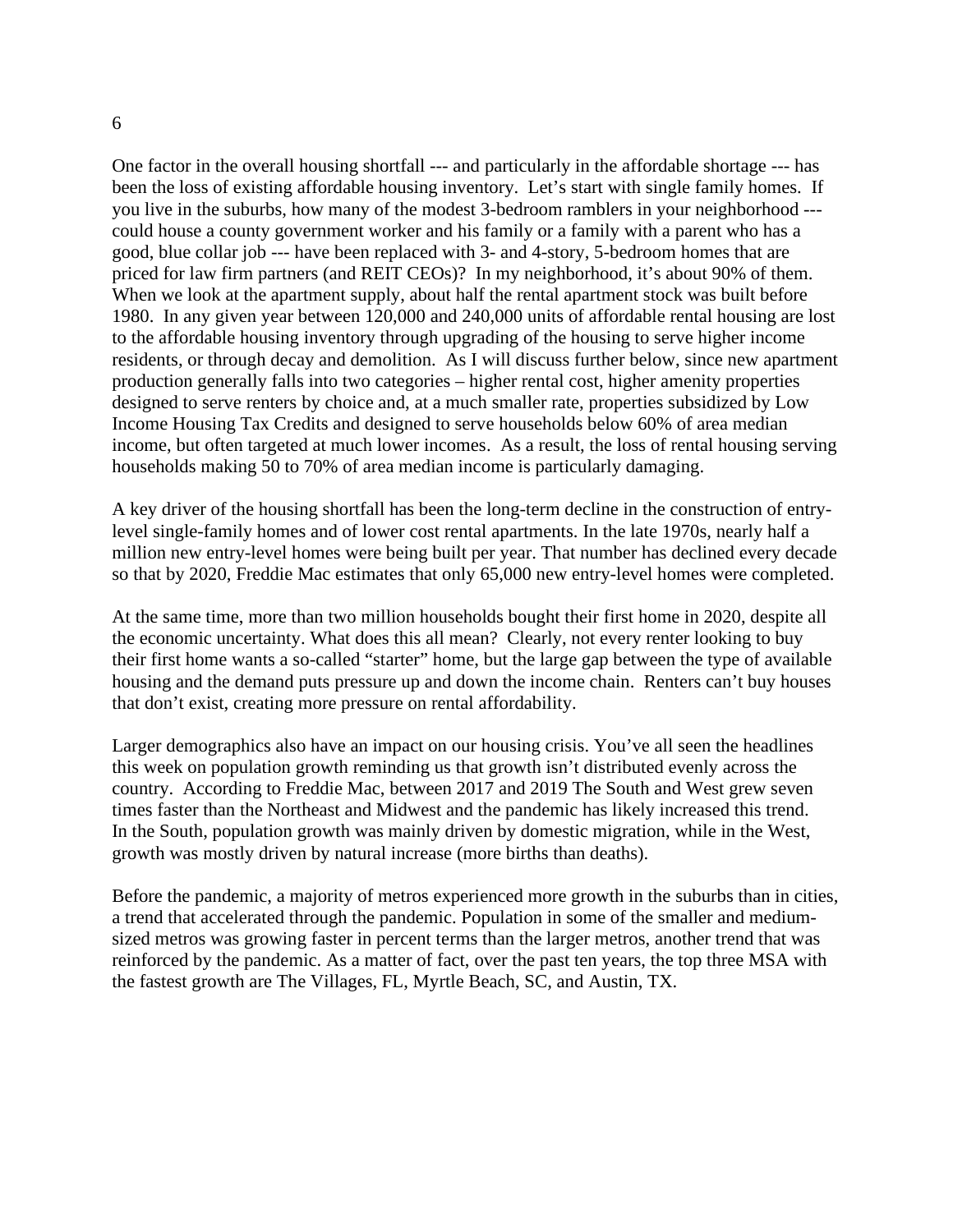One factor in the overall housing shortfall --- and particularly in the affordable shortage --- has been the loss of existing affordable housing inventory. Let's start with single family homes. If you live in the suburbs, how many of the modest 3-bedroom ramblers in your neighborhood --- could house a county government worker and his family or a family with a parent who has a good, blue collar job --- have been replaced with 3- and 4-story, 5-bedroom homes that are priced for law firm partners (and REIT CEOs)? In my neighborhood, it's about 90% of them. When we look at the apartment supply, about half the rental apartment stock was built before 1980. In any given year between 120,000 and 240,000 units of affordable rental housing are lost to the affordable housing inventory through upgrading of the housing to serve higher income residents, or through decay and demolition. As I will discuss further below, since new apartment production generally falls into two categories – higher rental cost, higher amenity properties designed to serve renters by choice and, at a much smaller rate, properties subsidized by Low Income Housing Tax Credits and designed to serve households below 60% of area median income, but often targeted at much lower incomes. As a result, the loss of rental housing serving households making 50 to 70% of area median income is particularly damaging.

A key driver of the housing shortfall has been the long-term decline in the construction of entry-level single-family homes and of lower cost rental apartments. In the late 1970s, nearly half a million new entry-level homes were being built per year. That number has declined every decade so that by 2020, Freddie Mac estimates that only 65,000 new entry-level homes were completed.

At the same time, more than two million households bought their first home in 2020, despite all the economic uncertainty. What does this all mean? Clearly, not every renter looking to buy their first home wants a so-called "starter" home, but the large gap between the type of available housing and the demand puts pressure up and down the income chain. Renters can't buy houses that don't exist, creating more pressure on rental affordability.

Larger demographics also have an impact on our housing crisis. You've all seen the headlines this week on population growth reminding us that growth isn't distributed evenly across the country. According to Freddie Mac, between 2017 and 2019 The South and West grew seven times faster than the Northeast and Midwest and the pandemic has likely increased this trend. In the South, population growth was mainly driven by domestic migration, while in the West, growth was mostly driven by natural increase (more births than deaths).

Before the pandemic, a majority of metros experienced more growth in the suburbs than in cities, a trend that accelerated through the pandemic. Population in some of the smaller and medium-sized metros was growing faster in percent terms than the larger metros, another trend that was reinforced by the pandemic. As a matter of fact, over the past ten years, the top three MSA with the fastest growth are The Villages, FL, Myrtle Beach, SC, and Austin, TX.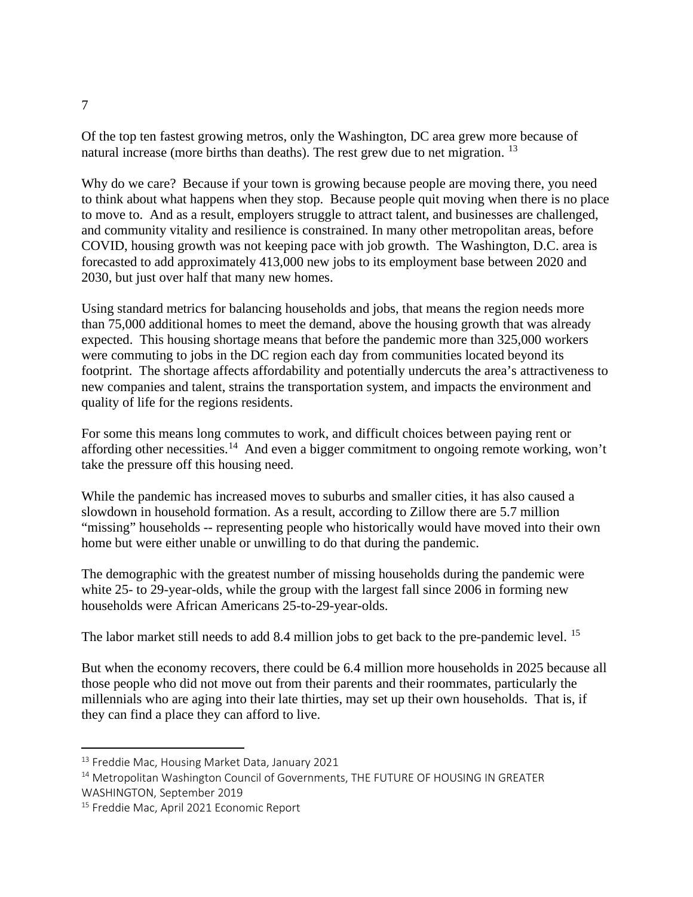Of the top ten fastest growing metros, only the Washington, DC area grew more because of natural increase (more births than deaths). The rest grew due to net migration. [13]

Why do we care? Because if your town is growing because people are moving there, you need to think about what happens when they stop. Because people quit moving when there is no place to move to. And as a result, employers struggle to attract talent, and businesses are challenged, and community vitality and resilience is constrained. In many other metropolitan areas, before COVID, housing growth was not keeping pace with job growth. The Washington, D.C. area is forecasted to add approximately 413,000 new jobs to its employment base between 2020 and 2030, but just over half that many new homes.

Using standard metrics for balancing households and jobs, that means the region needs more than 75,000 additional homes to meet the demand, above the housing growth that was already expected. This housing shortage means that before the pandemic more than 325,000 workers were commuting to jobs in the DC region each day from communities located beyond its footprint. The shortage affects affordability and potentially undercuts the area's attractiveness to new companies and talent, strains the transportation system, and impacts the environment and quality of life for the regions residents.

For some this means long commutes to work, and difficult choices between paying rent or affording other necessities.[14] And even a bigger commitment to ongoing remote working, won't take the pressure off this housing need.

While the pandemic has increased moves to suburbs and smaller cities, it has also caused a slowdown in household formation. As a result, according to Zillow there are 5.7 million "missing" households -- representing people who historically would have moved into their own home but were either unable or unwilling to do that during the pandemic.

The demographic with the greatest number of missing households during the pandemic were white 25- to 29-year-olds, while the group with the largest fall since 2006 in forming new households were African Americans 25-to-29-year-olds.

The labor market still needs to add 8.4 million jobs to get back to the pre-pandemic level. [15]

But when the economy recovers, there could be 6.4 million more households in 2025 because all those people who did not move out from their parents and their roommates, particularly the millennials who are aging into their late thirties, may set up their own households. That is, if they can find a place they can afford to live.

---

[13] Freddie Mac, Housing Market Data, January 2021

[14] Metropolitan Washington Council of Governments, THE FUTURE OF HOUSING IN GREATER WASHINGTON, September 2019

[15] Freddie Mac, April 2021 Economic Report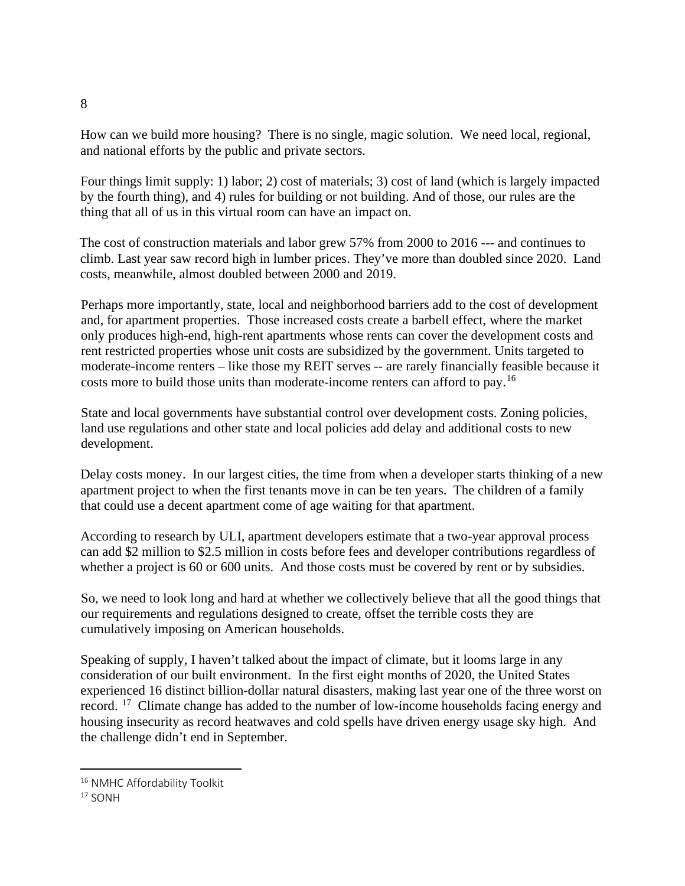How can we build more housing? There is no single, magic solution. We need local, regional, and national efforts by the public and private sectors.

Four things limit supply: 1) labor; 2) cost of materials; 3) cost of land (which is largely impacted by the fourth thing), and 4) rules for building or not building. And of those, our rules are the thing that all of us in this virtual room can have an impact on.

The cost of construction materials and labor grew 57% from 2000 to 2016 --- and continues to climb. Last year saw record high in lumber prices. They've more than doubled since 2020. Land costs, meanwhile, almost doubled between 2000 and 2019.

Perhaps more importantly, state, local and neighborhood barriers add to the cost of development and, for apartment properties. Those increased costs create a barbell effect, where the market only produces high-end, high-rent apartments whose rents can cover the development costs and rent restricted properties whose unit costs are subsidized by the government. Units targeted to moderate-income renters – like those my REIT serves -- are rarely financially feasible because it costs more to build those units than moderate-income renters can afford to pay.[16]

State and local governments have substantial control over development costs. Zoning policies, land use regulations and other state and local policies add delay and additional costs to new development.

Delay costs money. In our largest cities, the time from when a developer starts thinking of a new apartment project to when the first tenants move in can be ten years. The children of a family that could use a decent apartment come of age waiting for that apartment.

According to research by ULI, apartment developers estimate that a two-year approval process can add $2 million to $2.5 million in costs before fees and developer contributions regardless of whether a project is 60 or 600 units. And those costs must be covered by rent or by subsidies.

So, we need to look long and hard at whether we collectively believe that all the good things that our requirements and regulations designed to create, offset the terrible costs they are cumulatively imposing on American households.

Speaking of supply, I haven't talked about the impact of climate, but it looms large in any consideration of our built environment. In the first eight months of 2020, the United States experienced 16 distinct billion-dollar natural disasters, making last year one of the three worst on record. [17] Climate change has added to the number of low-income households facing energy and housing insecurity as record heatwaves and cold spells have driven energy usage sky high. And the challenge didn't end in September.

---

[16] NMHC Affordability Toolkit

[17] SONH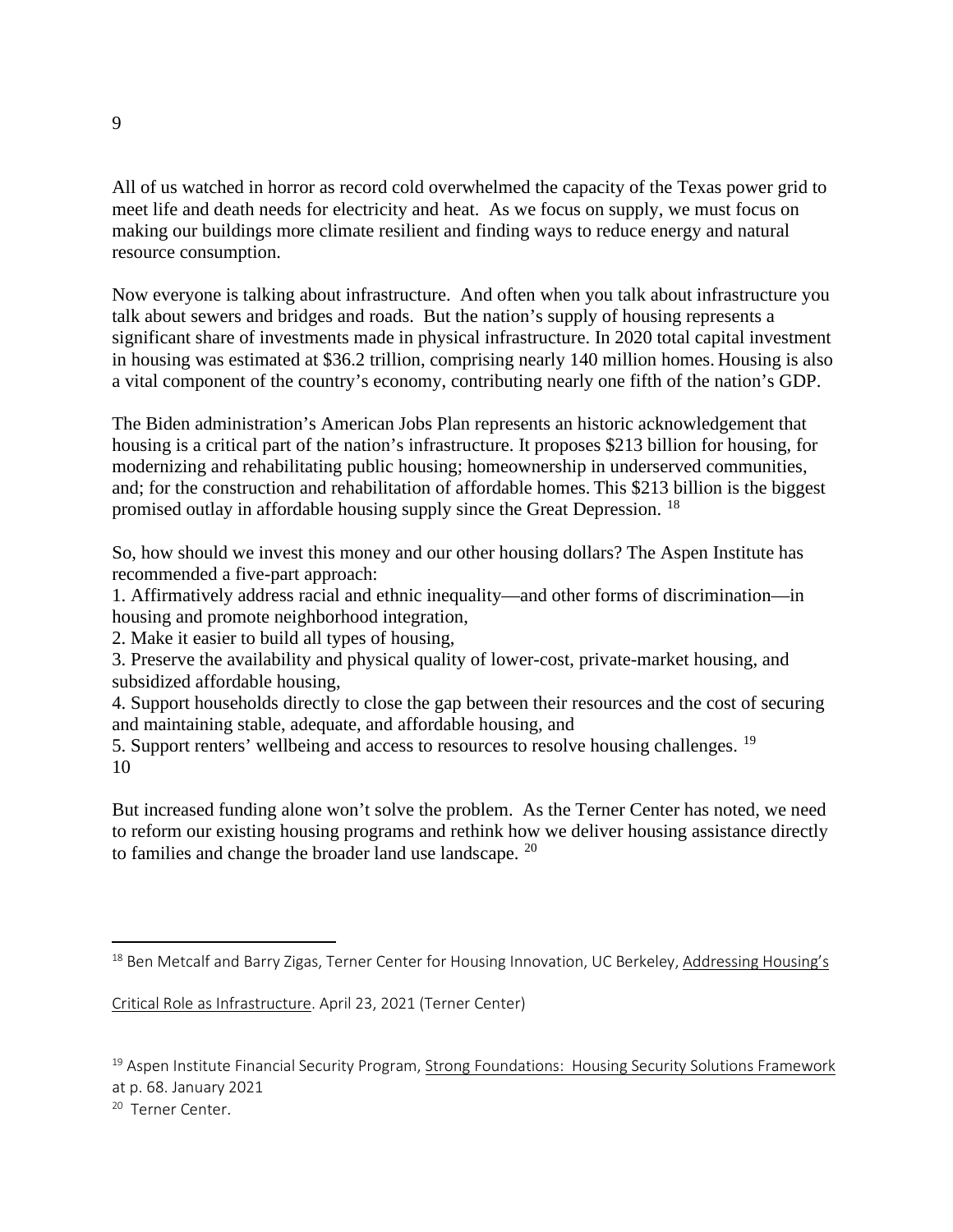All of us watched in horror as record cold overwhelmed the capacity of the Texas power grid to meet life and death needs for electricity and heat. As we focus on supply, we must focus on making our buildings more climate resilient and finding ways to reduce energy and natural resource consumption.

Now everyone is talking about infrastructure. And often when you talk about infrastructure you talk about sewers and bridges and roads. But the nation's supply of housing represents a significant share of investments made in physical infrastructure. In 2020 total capital investment in housing was estimated at $36.2 trillion, comprising nearly 140 million homes. Housing is also a vital component of the country's economy, contributing nearly one fifth of the nation's GDP.

The Biden administration's American Jobs Plan represents an historic acknowledgement that housing is a critical part of the nation's infrastructure. It proposes $213 billion for housing, for modernizing and rehabilitating public housing; homeownership in underserved communities, and; for the construction and rehabilitation of affordable homes. This $213 billion is the biggest promised outlay in affordable housing supply since the Great Depression. [18]

So, how should we invest this money and our other housing dollars? The Aspen Institute has recommended a five-part approach:

1. Affirmatively address racial and ethnic inequality—and other forms of discrimination—in housing and promote neighborhood integration,
2. Make it easier to build all types of housing,
3. Preserve the availability and physical quality of lower-cost, private-market housing, and subsidized affordable housing,
4. Support households directly to close the gap between their resources and the cost of securing and maintaining stable, adequate, and affordable housing, and
5. Support renters' wellbeing and access to resources to resolve housing challenges. [19]

But increased funding alone won't solve the problem. As the Terner Center has noted, we need to reform our existing housing programs and rethink how we deliver housing assistance directly to families and change the broader land use landscape. [20]

---

[18] Ben Metcalf and Barry Zigas, Terner Center for Housing Innovation, UC Berkeley, Addressing Housing's Critical Role as Infrastructure. April 23, 2021 (Terner Center)

[19] Aspen Institute Financial Security Program, Strong Foundations: Housing Security Solutions Framework at p. 68. January 2021

[20] Terner Center.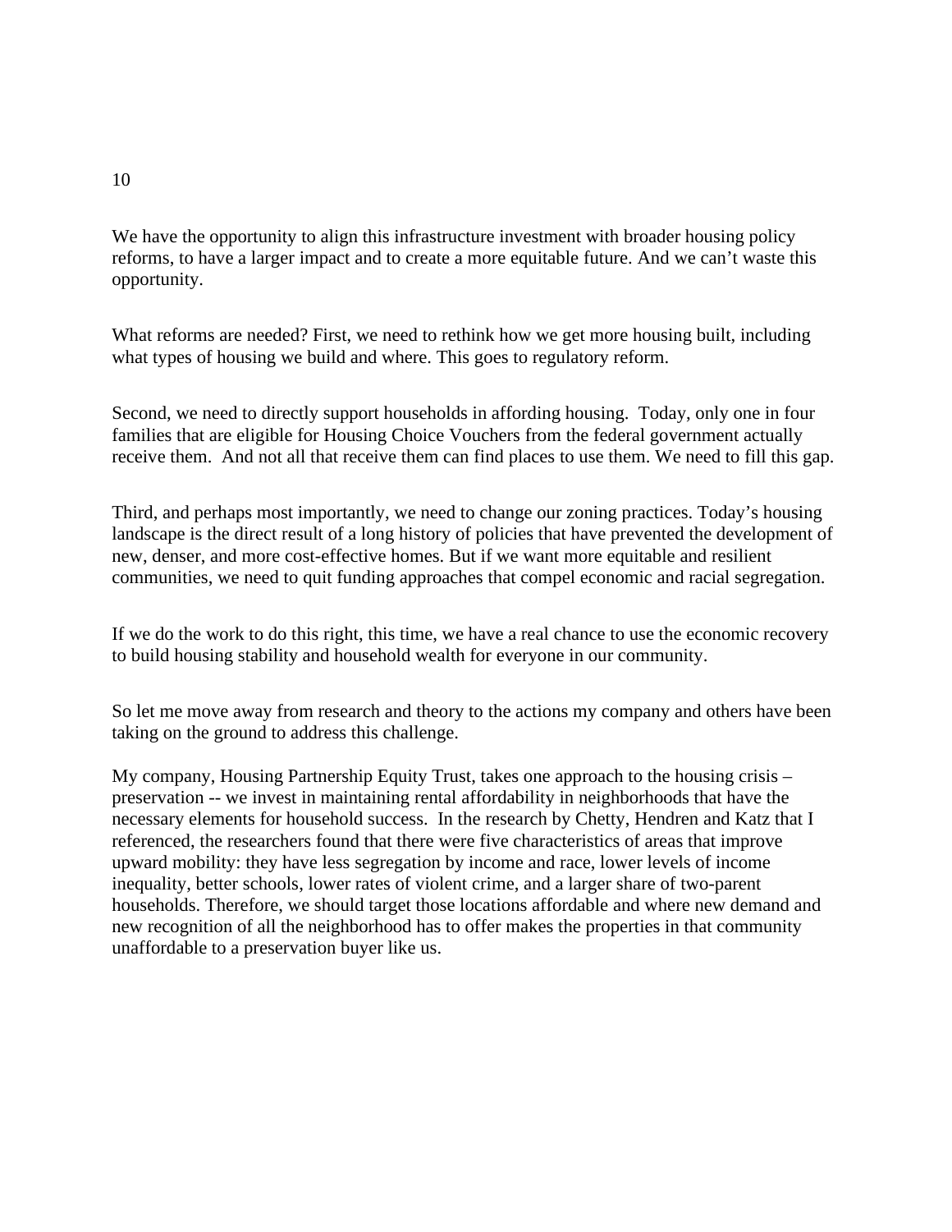We have the opportunity to align this infrastructure investment with broader housing policy reforms, to have a larger impact and to create a more equitable future. And we can't waste this opportunity.

What reforms are needed? First, we need to rethink how we get more housing built, including what types of housing we build and where. This goes to regulatory reform.

Second, we need to directly support households in affording housing. Today, only one in four families that are eligible for Housing Choice Vouchers from the federal government actually receive them. And not all that receive them can find places to use them. We need to fill this gap.

Third, and perhaps most importantly, we need to change our zoning practices. Today's housing landscape is the direct result of a long history of policies that have prevented the development of new, denser, and more cost-effective homes. But if we want more equitable and resilient communities, we need to quit funding approaches that compel economic and racial segregation.

If we do the work to do this right, this time, we have a real chance to use the economic recovery to build housing stability and household wealth for everyone in our community.

So let me move away from research and theory to the actions my company and others have been taking on the ground to address this challenge.

My company, Housing Partnership Equity Trust, takes one approach to the housing crisis – preservation -- we invest in maintaining rental affordability in neighborhoods that have the necessary elements for household success. In the research by Chetty, Hendren and Katz that I referenced, the researchers found that there were five characteristics of areas that improve upward mobility: they have less segregation by income and race, lower levels of income inequality, better schools, lower rates of violent crime, and a larger share of two-parent households. Therefore, we should target those locations affordable and where new demand and new recognition of all the neighborhood has to offer makes the properties in that community unaffordable to a preservation buyer like us.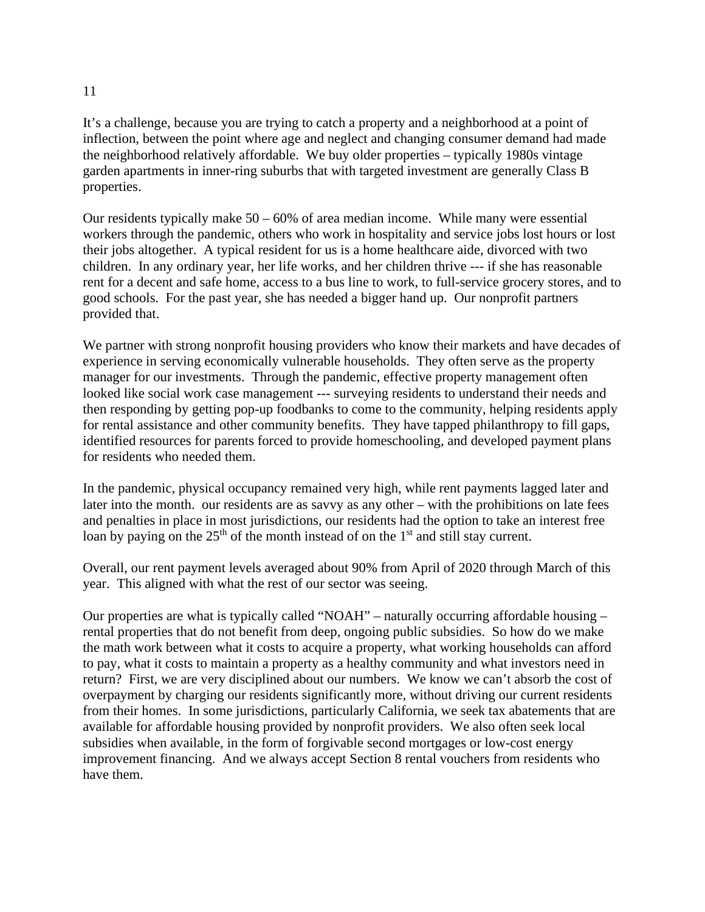It's a challenge, because you are trying to catch a property and a neighborhood at a point of inflection, between the point where age and neglect and changing consumer demand had made the neighborhood relatively affordable. We buy older properties – typically 1980s vintage garden apartments in inner-ring suburbs that with targeted investment are generally Class B properties.

Our residents typically make 50 – 60% of area median income. While many were essential workers through the pandemic, others who work in hospitality and service jobs lost hours or lost their jobs altogether. A typical resident for us is a home healthcare aide, divorced with two children. In any ordinary year, her life works, and her children thrive --- if she has reasonable rent for a decent and safe home, access to a bus line to work, to full-service grocery stores, and to good schools. For the past year, she has needed a bigger hand up. Our nonprofit partners provided that.

We partner with strong nonprofit housing providers who know their markets and have decades of experience in serving economically vulnerable households. They often serve as the property manager for our investments. Through the pandemic, effective property management often looked like social work case management --- surveying residents to understand their needs and then responding by getting pop-up foodbanks to come to the community, helping residents apply for rental assistance and other community benefits. They have tapped philanthropy to fill gaps, identified resources for parents forced to provide homeschooling, and developed payment plans for residents who needed them.

In the pandemic, physical occupancy remained very high, while rent payments lagged later and later into the month. our residents are as savvy as any other – with the prohibitions on late fees and penalties in place in most jurisdictions, our residents had the option to take an interest free loan by paying on the 25th of the month instead of on the 1st and still stay current.

Overall, our rent payment levels averaged about 90% from April of 2020 through March of this year. This aligned with what the rest of our sector was seeing.

Our properties are what is typically called "NOAH" – naturally occurring affordable housing – rental properties that do not benefit from deep, ongoing public subsidies. So how do we make the math work between what it costs to acquire a property, what working households can afford to pay, what it costs to maintain a property as a healthy community and what investors need in return? First, we are very disciplined about our numbers. We know we can't absorb the cost of overpayment by charging our residents significantly more, without driving our current residents from their homes. In some jurisdictions, particularly California, we seek tax abatements that are available for affordable housing provided by nonprofit providers. We also often seek local subsidies when available, in the form of forgivable second mortgages or low-cost energy improvement financing. And we always accept Section 8 rental vouchers from residents who have them.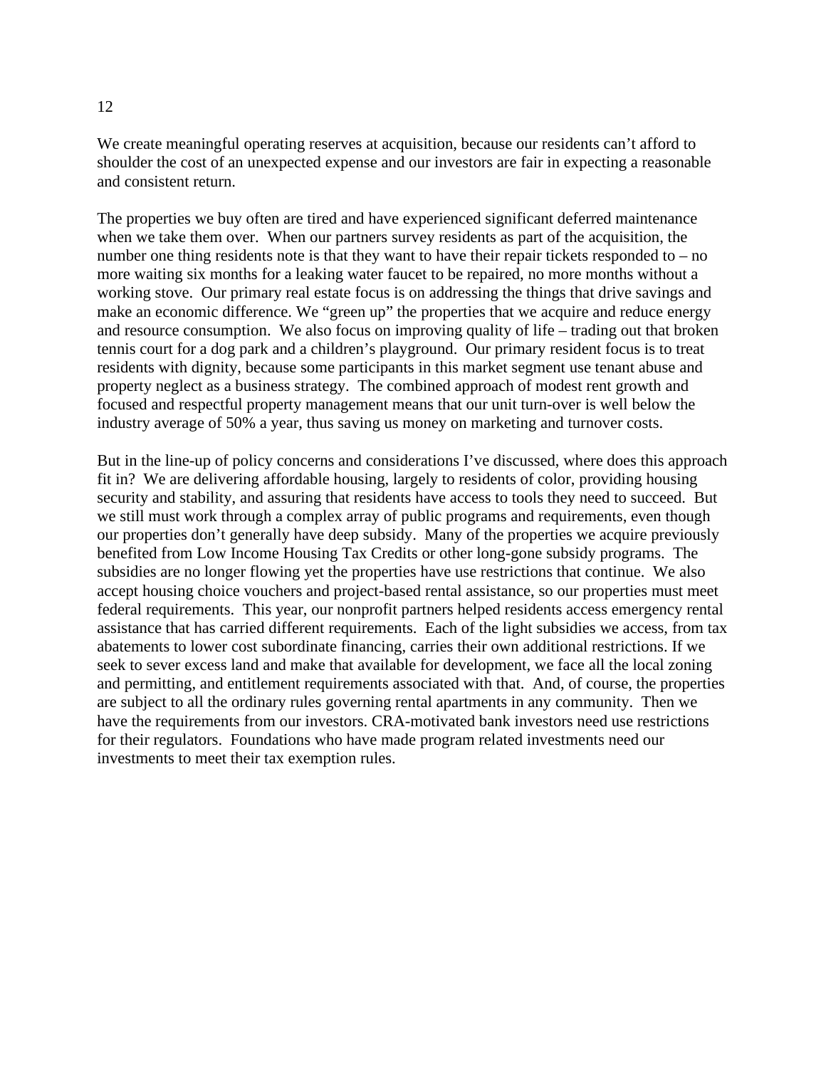We create meaningful operating reserves at acquisition, because our residents can't afford to shoulder the cost of an unexpected expense and our investors are fair in expecting a reasonable and consistent return.

The properties we buy often are tired and have experienced significant deferred maintenance when we take them over. When our partners survey residents as part of the acquisition, the number one thing residents note is that they want to have their repair tickets responded to – no more waiting six months for a leaking water faucet to be repaired, no more months without a working stove. Our primary real estate focus is on addressing the things that drive savings and make an economic difference. We "green up" the properties that we acquire and reduce energy and resource consumption. We also focus on improving quality of life – trading out that broken tennis court for a dog park and a children's playground. Our primary resident focus is to treat residents with dignity, because some participants in this market segment use tenant abuse and property neglect as a business strategy. The combined approach of modest rent growth and focused and respectful property management means that our unit turn-over is well below the industry average of 50% a year, thus saving us money on marketing and turnover costs.

But in the line-up of policy concerns and considerations I've discussed, where does this approach fit in? We are delivering affordable housing, largely to residents of color, providing housing security and stability, and assuring that residents have access to tools they need to succeed. But we still must work through a complex array of public programs and requirements, even though our properties don't generally have deep subsidy. Many of the properties we acquire previously benefited from Low Income Housing Tax Credits or other long-gone subsidy programs. The subsidies are no longer flowing yet the properties have use restrictions that continue. We also accept housing choice vouchers and project-based rental assistance, so our properties must meet federal requirements. This year, our nonprofit partners helped residents access emergency rental assistance that has carried different requirements. Each of the light subsidies we access, from tax abatements to lower cost subordinate financing, carries their own additional restrictions. If we seek to sever excess land and make that available for development, we face all the local zoning and permitting, and entitlement requirements associated with that. And, of course, the properties are subject to all the ordinary rules governing rental apartments in any community. Then we have the requirements from our investors. CRA-motivated bank investors need use restrictions for their regulators. Foundations who have made program related investments need our investments to meet their tax exemption rules.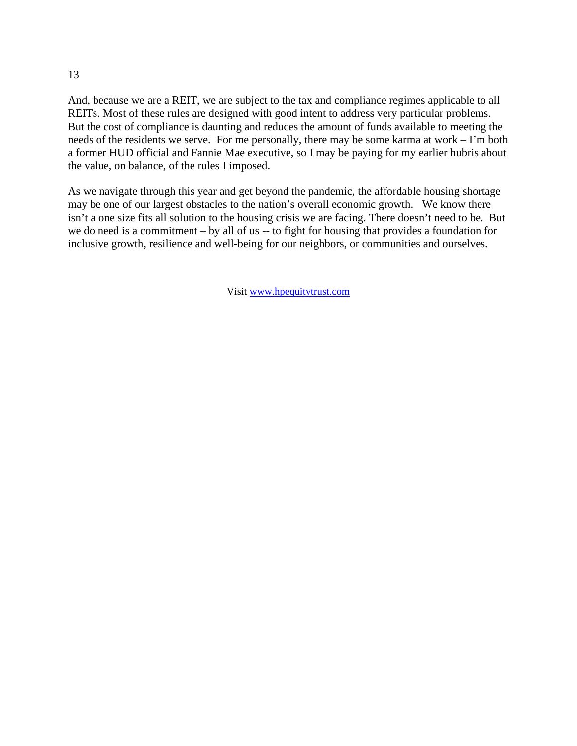And, because we are a REIT, we are subject to the tax and compliance regimes applicable to all REITs. Most of these rules are designed with good intent to address very particular problems. But the cost of compliance is daunting and reduces the amount of funds available to meeting the needs of the residents we serve. For me personally, there may be some karma at work – I'm both a former HUD official and Fannie Mae executive, so I may be paying for my earlier hubris about the value, on balance, of the rules I imposed.

As we navigate through this year and get beyond the pandemic, the affordable housing shortage may be one of our largest obstacles to the nation's overall economic growth. We know there isn't a one size fits all solution to the housing crisis we are facing. There doesn't need to be. But we do need is a commitment – by all of us -- to fight for housing that provides a foundation for inclusive growth, resilience and well-being for our neighbors, or communities and ourselves.

Visit [www.hpequitytrust.com](http://www.hpequitytrust.com)